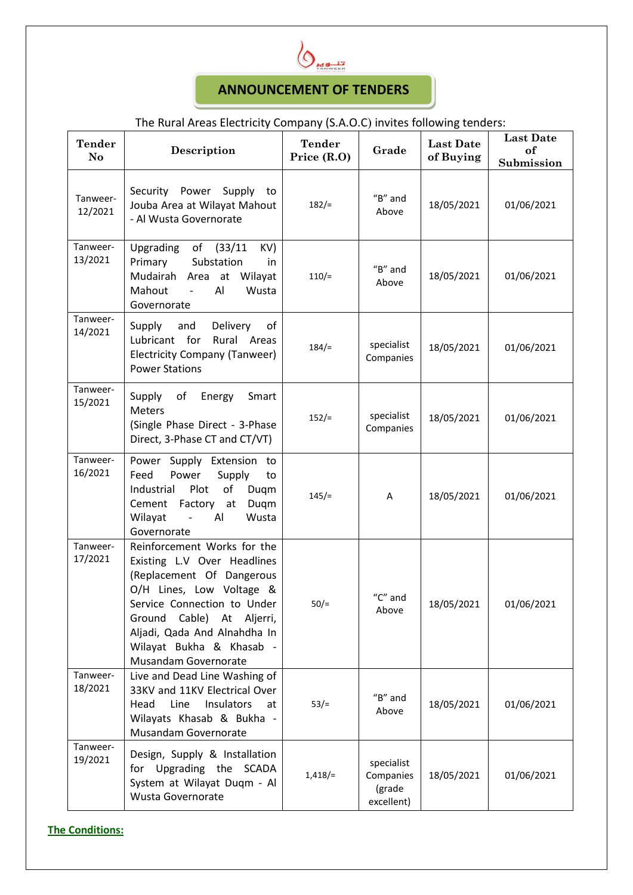# ANNOUNCEMENT OF TENDERS

The Rural Areas Electricity Company (S.A.O.C) invites following tenders:

| Tender No | Description | Tender Price (R.O) | Grade | Last Date of Buying | Last Date of Submission |
|---|---|---|---|---|---|
| Tanweer-12/2021 | Security Power Supply to Jouba Area at Wilayat Mahout - Al Wusta Governorate | 182/= | "B" and Above | 18/05/2021 | 01/06/2021 |
| Tanweer-13/2021 | Upgrading of (33/11 KV) Primary Substation in Mudairah Area at Wilayat Mahout - Al Wusta Governorate | 110/= | "B" and Above | 18/05/2021 | 01/06/2021 |
| Tanweer-14/2021 | Supply and Delivery of Lubricant for Rural Areas Electricity Company (Tanweer) Power Stations | 184/= | specialist Companies | 18/05/2021 | 01/06/2021 |
| Tanweer-15/2021 | Supply of Energy Smart Meters (Single Phase Direct - 3-Phase Direct, 3-Phase CT and CT/VT) | 152/= | specialist Companies | 18/05/2021 | 01/06/2021 |
| Tanweer-16/2021 | Power Supply Extension to Feed Power Supply to Industrial Plot of Duqm Cement Factory at Duqm Wilayat - Al Wusta Governorate | 145/= | A | 18/05/2021 | 01/06/2021 |
| Tanweer-17/2021 | Reinforcement Works for the Existing L.V Over Headlines (Replacement Of Dangerous O/H Lines, Low Voltage & Service Connection to Under Ground Cable) At Aljerri, Aljadi, Qada And Alnahdha In Wilayat Bukha & Khasab - Musandam Governorate | 50/= | "C" and Above | 18/05/2021 | 01/06/2021 |
| Tanweer-18/2021 | Live and Dead Line Washing of 33KV and 11KV Electrical Over Head Line Insulators at Wilayats Khasab & Bukha - Musandam Governorate | 53/= | "B" and Above | 18/05/2021 | 01/06/2021 |
| Tanweer-19/2021 | Design, Supply & Installation for Upgrading the SCADA System at Wilayat Duqm - Al Wusta Governorate | 1,418/= | specialist Companies (grade excellent) | 18/05/2021 | 01/06/2021 |

**The Conditions:**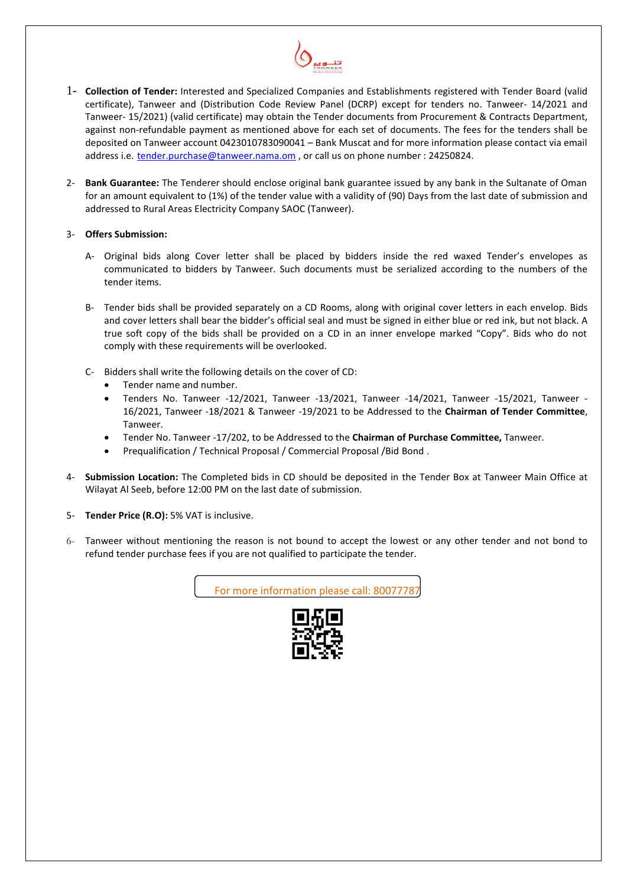1- **Collection of Tender:** Interested and Specialized Companies and Establishments registered with Tender Board (valid certificate), Tanweer and (Distribution Code Review Panel (DCRP) except for tenders no. Tanweer- 14/2021 and Tanweer- 15/2021) (valid certificate) may obtain the Tender documents from Procurement & Contracts Department, against non-refundable payment as mentioned above for each set of documents. The fees for the tenders shall be deposited on Tanweer account 0423010783090041 – Bank Muscat and for more information please contact via email address i.e. tender.purchase@tanweer.nama.om , or call us on phone number : 24250824.

2- **Bank Guarantee:** The Tenderer should enclose original bank guarantee issued by any bank in the Sultanate of Oman for an amount equivalent to (1%) of the tender value with a validity of (90) Days from the last date of submission and addressed to Rural Areas Electricity Company SAOC (Tanweer).

3- **Offers Submission:**

A- Original bids along Cover letter shall be placed by bidders inside the red waxed Tender's envelopes as communicated to bidders by Tanweer. Such documents must be serialized according to the numbers of the tender items.

B- Tender bids shall be provided separately on a CD Rooms, along with original cover letters in each envelop. Bids and cover letters shall bear the bidder's official seal and must be signed in either blue or red ink, but not black. A true soft copy of the bids shall be provided on a CD in an inner envelope marked "Copy". Bids who do not comply with these requirements will be overlooked.

C- Bidders shall write the following details on the cover of CD:

- Tender name and number.
- Tenders No. Tanweer -12/2021, Tanweer -13/2021, Tanweer -14/2021, Tanweer -15/2021, Tanweer -16/2021, Tanweer -18/2021 & Tanweer -19/2021 to be Addressed to the **Chairman of Tender Committee**, Tanweer.
- Tender No. Tanweer -17/202, to be Addressed to the **Chairman of Purchase Committee,** Tanweer.
- Prequalification / Technical Proposal / Commercial Proposal /Bid Bond .

4- **Submission Location:** The Completed bids in CD should be deposited in the Tender Box at Tanweer Main Office at Wilayat Al Seeb, before 12:00 PM on the last date of submission.

5- **Tender Price (R.O):** 5% VAT is inclusive.

6- Tanweer without mentioning the reason is not bound to accept the lowest or any other tender and not bond to refund tender purchase fees if you are not qualified to participate the tender.

For more information please call: 80077787